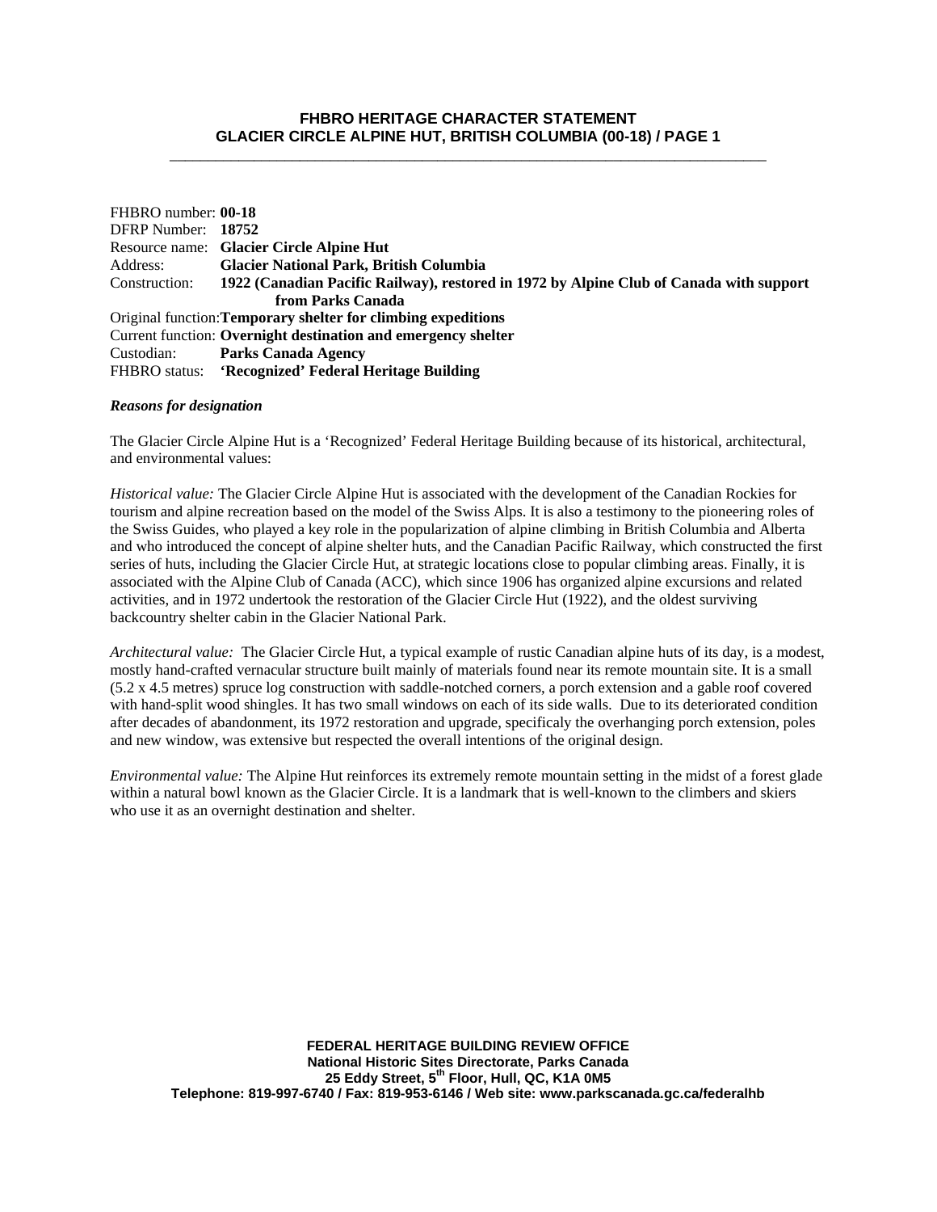# FHBRO HERITAGE CHARACTER STATEMENT
## GLACIER CIRCLE ALPINE HUT, BRITISH COLUMBIA (00-18)

FHBRO number: **00-18**
DFRP Number: **18752**
Resource name: **Glacier Circle Alpine Hut**
Address: **Glacier National Park, British Columbia**
Construction: **1922 (Canadian Pacific Railway), restored in 1972 by Alpine Club of Canada with support from Parks Canada**
Original function: **Temporary shelter for climbing expeditions**
Current function: **Overnight destination and emergency shelter**
Custodian: **Parks Canada Agency**
FHBRO status: **'Recognized' Federal Heritage Building**

***Reasons for designation***

The Glacier Circle Alpine Hut is a 'Recognized' Federal Heritage Building because of its historical, architectural, and environmental values:

*Historical value:* The Glacier Circle Alpine Hut is associated with the development of the Canadian Rockies for tourism and alpine recreation based on the model of the Swiss Alps. It is also a testimony to the pioneering roles of the Swiss Guides, who played a key role in the popularization of alpine climbing in British Columbia and Alberta and who introduced the concept of alpine shelter huts, and the Canadian Pacific Railway, which constructed the first series of huts, including the Glacier Circle Hut, at strategic locations close to popular climbing areas. Finally, it is associated with the Alpine Club of Canada (ACC), which since 1906 has organized alpine excursions and related activities, and in 1972 undertook the restoration of the Glacier Circle Hut (1922), and the oldest surviving backcountry shelter cabin in the Glacier National Park.

*Architectural value:* The Glacier Circle Hut, a typical example of rustic Canadian alpine huts of its day, is a modest, mostly hand-crafted vernacular structure built mainly of materials found near its remote mountain site. It is a small (5.2 x 4.5 metres) spruce log construction with saddle-notched corners, a porch extension and a gable roof covered with hand-split wood shingles. It has two small windows on each of its side walls. Due to its deteriorated condition after decades of abandonment, its 1972 restoration and upgrade, specificaly the overhanging porch extension, poles and new window, was extensive but respected the overall intentions of the original design.

*Environmental value:* The Alpine Hut reinforces its extremely remote mountain setting in the midst of a forest glade within a natural bowl known as the Glacier Circle. It is a landmark that is well-known to the climbers and skiers who use it as an overnight destination and shelter.

**FEDERAL HERITAGE BUILDING REVIEW OFFICE**
**National Historic Sites Directorate, Parks Canada**
**25 Eddy Street, 5th Floor, Hull, QC, K1A 0M5**
**Telephone: 819-997-6740 / Fax: 819-953-6146 / Web site: www.parkscanada.gc.ca/federalhb**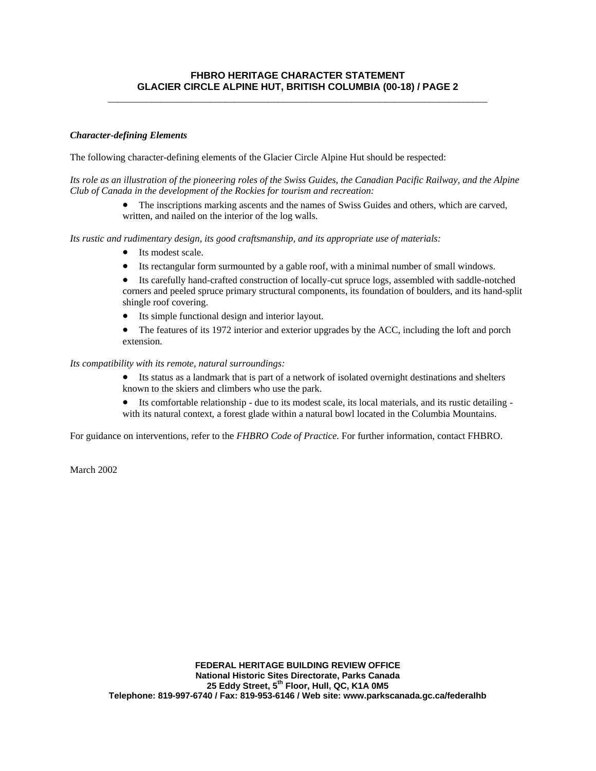### *Character-defining Elements*

The following character-defining elements of the Glacier Circle Alpine Hut should be respected:

*Its role as an illustration of the pioneering roles of the Swiss Guides, the Canadian Pacific Railway, and the Alpine Club of Canada in the development of the Rockies for tourism and recreation:*

- The inscriptions marking ascents and the names of Swiss Guides and others, which are carved, written, and nailed on the interior of the log walls.

*Its rustic and rudimentary design, its good craftsmanship, and its appropriate use of materials:*

- Its modest scale.
- Its rectangular form surmounted by a gable roof, with a minimal number of small windows.
- Its carefully hand-crafted construction of locally-cut spruce logs, assembled with saddle-notched corners and peeled spruce primary structural components, its foundation of boulders, and its hand-split shingle roof covering.
- Its simple functional design and interior layout.
- The features of its 1972 interior and exterior upgrades by the ACC, including the loft and porch extension.

*Its compatibility with its remote, natural surroundings:*

- Its status as a landmark that is part of a network of isolated overnight destinations and shelters known to the skiers and climbers who use the park.
- Its comfortable relationship - due to its modest scale, its local materials, and its rustic detailing - with its natural context, a forest glade within a natural bowl located in the Columbia Mountains.

For guidance on interventions, refer to the *FHBRO Code of Practice.* For further information, contact FHBRO.

March 2002